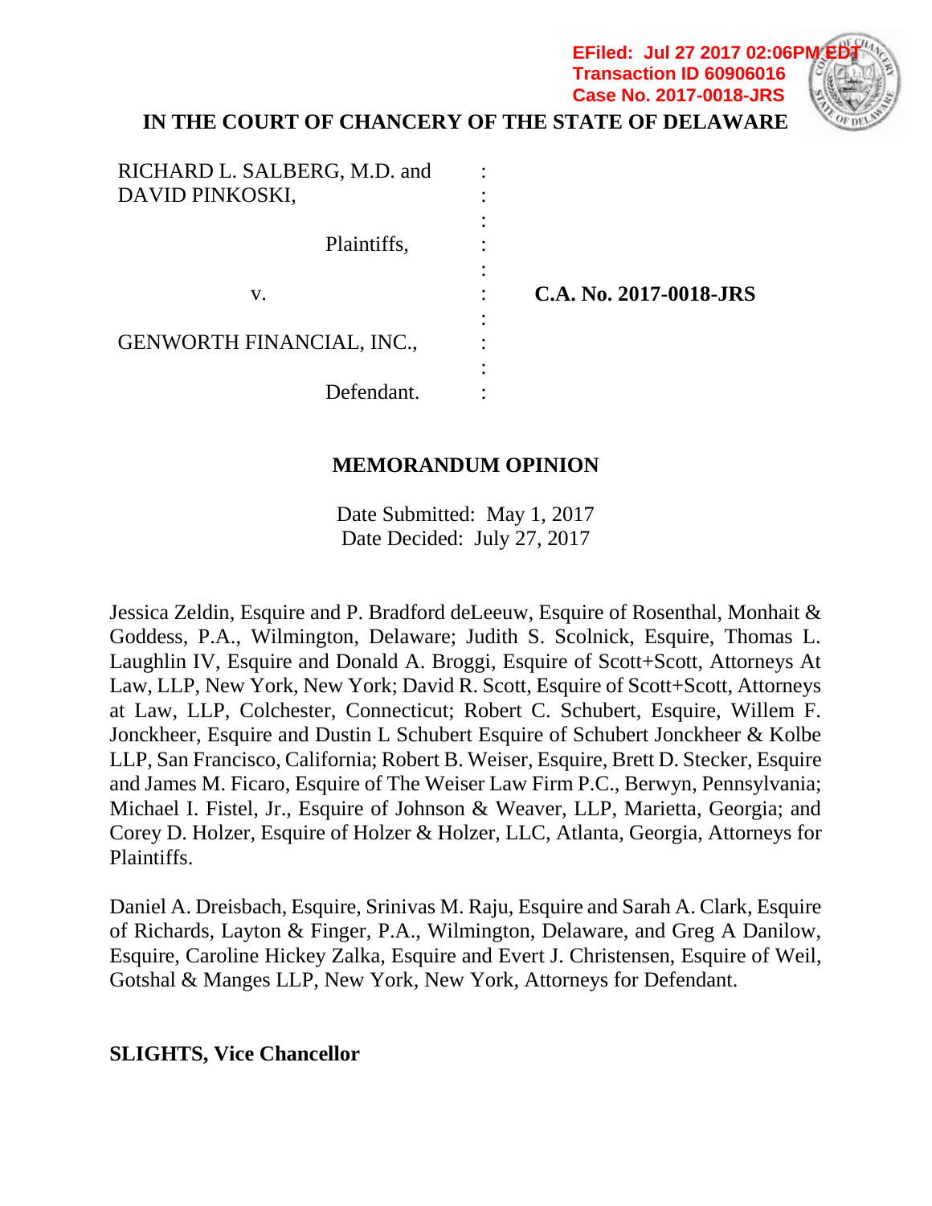EFiled: Jul 27 2017 02:06PM EDT
Transaction ID 60906016
Case No. 2017-0018-JRS

**IN THE COURT OF CHANCERY OF THE STATE OF DELAWARE**

| | | |
|---|---|---|
| RICHARD L. SALBERG, M.D. and DAVID PINKOSKI, | : | |
| Plaintiffs, | : | |
| v. | : | **C.A. No. 2017-0018-JRS** |
| GENWORTH FINANCIAL, INC., | : | |
| Defendant. | : | |

**MEMORANDUM OPINION**

Date Submitted: May 1, 2017
Date Decided: July 27, 2017

Jessica Zeldin, Esquire and P. Bradford deLeeuw, Esquire of Rosenthal, Monhait & Goddess, P.A., Wilmington, Delaware; Judith S. Scolnick, Esquire, Thomas L. Laughlin IV, Esquire and Donald A. Broggi, Esquire of Scott+Scott, Attorneys At Law, LLP, New York, New York; David R. Scott, Esquire of Scott+Scott, Attorneys at Law, LLP, Colchester, Connecticut; Robert C. Schubert, Esquire, Willem F. Jonckheer, Esquire and Dustin L Schubert Esquire of Schubert Jonckheer & Kolbe LLP, San Francisco, California; Robert B. Weiser, Esquire, Brett D. Stecker, Esquire and James M. Ficaro, Esquire of The Weiser Law Firm P.C., Berwyn, Pennsylvania; Michael I. Fistel, Jr., Esquire of Johnson & Weaver, LLP, Marietta, Georgia; and Corey D. Holzer, Esquire of Holzer & Holzer, LLC, Atlanta, Georgia, Attorneys for Plaintiffs.

Daniel A. Dreisbach, Esquire, Srinivas M. Raju, Esquire and Sarah A. Clark, Esquire of Richards, Layton & Finger, P.A., Wilmington, Delaware, and Greg A Danilow, Esquire, Caroline Hickey Zalka, Esquire and Evert J. Christensen, Esquire of Weil, Gotshal & Manges LLP, New York, New York, Attorneys for Defendant.

**SLIGHTS, Vice Chancellor**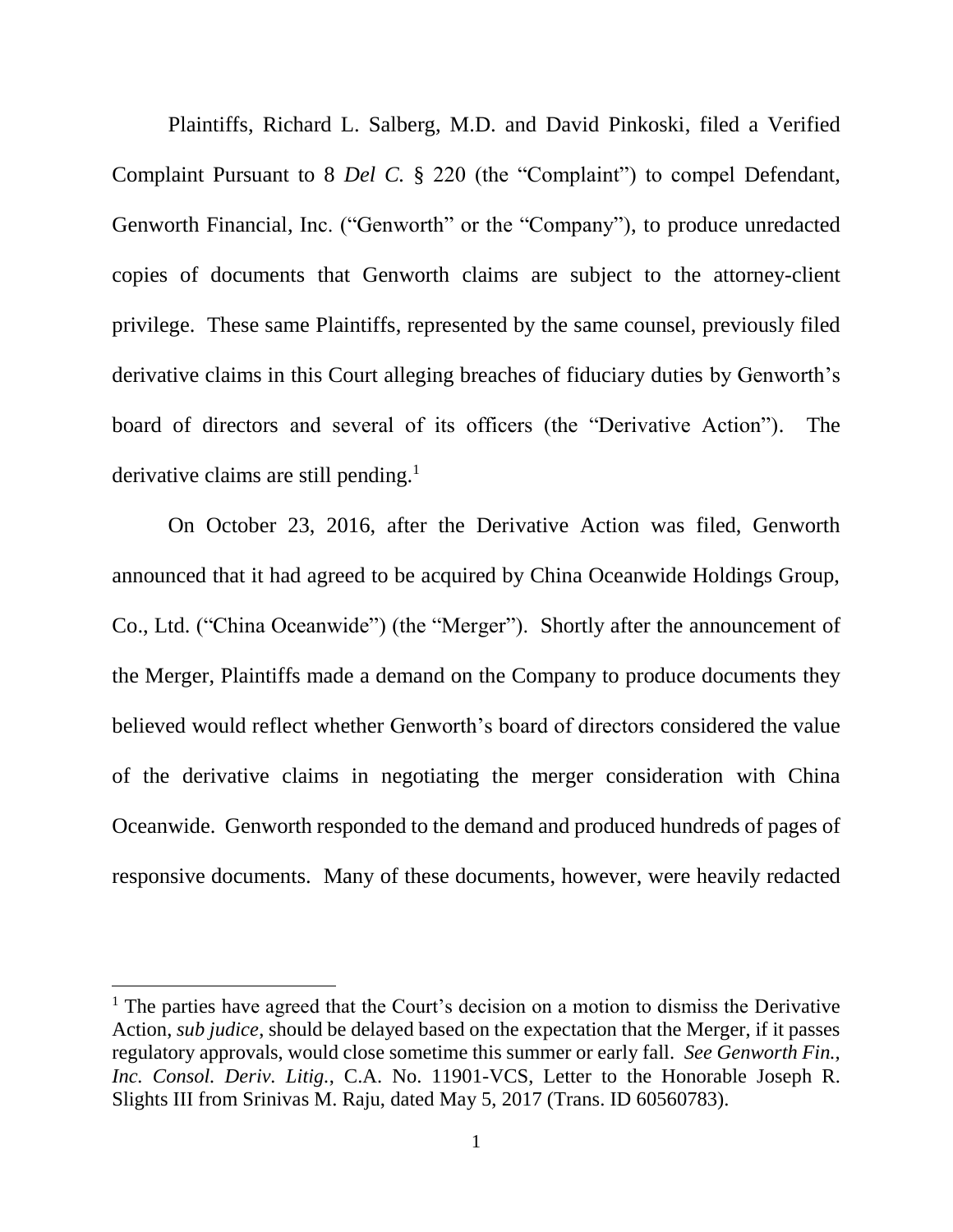Plaintiffs, Richard L. Salberg, M.D. and David Pinkoski, filed a Verified Complaint Pursuant to 8 *Del C.* § 220 (the "Complaint") to compel Defendant, Genworth Financial, Inc. ("Genworth" or the "Company"), to produce unredacted copies of documents that Genworth claims are subject to the attorney-client privilege. These same Plaintiffs, represented by the same counsel, previously filed derivative claims in this Court alleging breaches of fiduciary duties by Genworth's board of directors and several of its officers (the "Derivative Action"). The derivative claims are still pending.[1]

On October 23, 2016, after the Derivative Action was filed, Genworth announced that it had agreed to be acquired by China Oceanwide Holdings Group, Co., Ltd. ("China Oceanwide") (the "Merger"). Shortly after the announcement of the Merger, Plaintiffs made a demand on the Company to produce documents they believed would reflect whether Genworth's board of directors considered the value of the derivative claims in negotiating the merger consideration with China Oceanwide. Genworth responded to the demand and produced hundreds of pages of responsive documents. Many of these documents, however, were heavily redacted

[1] The parties have agreed that the Court's decision on a motion to dismiss the Derivative Action, *sub judice*, should be delayed based on the expectation that the Merger, if it passes regulatory approvals, would close sometime this summer or early fall. *See Genworth Fin., Inc. Consol. Deriv. Litig.*, C.A. No. 11901-VCS, Letter to the Honorable Joseph R. Slights III from Srinivas M. Raju, dated May 5, 2017 (Trans. ID 60560783).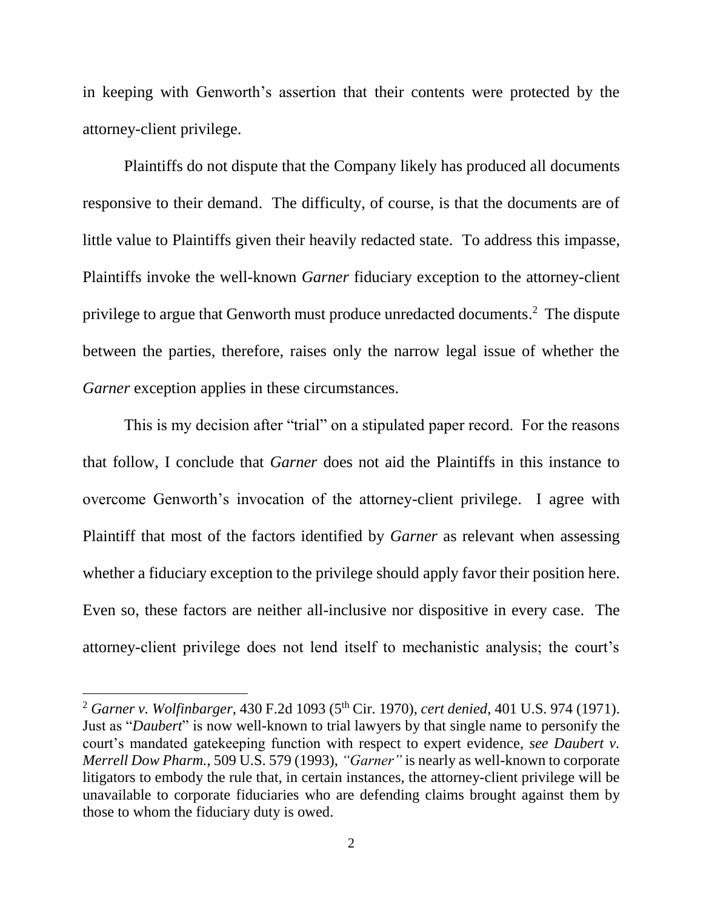in keeping with Genworth's assertion that their contents were protected by the attorney-client privilege.

Plaintiffs do not dispute that the Company likely has produced all documents responsive to their demand. The difficulty, of course, is that the documents are of little value to Plaintiffs given their heavily redacted state. To address this impasse, Plaintiffs invoke the well-known *Garner* fiduciary exception to the attorney-client privilege to argue that Genworth must produce unredacted documents.[2] The dispute between the parties, therefore, raises only the narrow legal issue of whether the *Garner* exception applies in these circumstances.

This is my decision after "trial" on a stipulated paper record. For the reasons that follow, I conclude that *Garner* does not aid the Plaintiffs in this instance to overcome Genworth's invocation of the attorney-client privilege. I agree with Plaintiff that most of the factors identified by *Garner* as relevant when assessing whether a fiduciary exception to the privilege should apply favor their position here. Even so, these factors are neither all-inclusive nor dispositive in every case. The attorney-client privilege does not lend itself to mechanistic analysis; the court's

---

[2] *Garner v. Wolfinbarger*, 430 F.2d 1093 (5th Cir. 1970), *cert denied*, 401 U.S. 974 (1971). Just as "*Daubert*" is now well-known to trial lawyers by that single name to personify the court's mandated gatekeeping function with respect to expert evidence, *see Daubert v. Merrell Dow Pharm.*, 509 U.S. 579 (1993), *"Garner"* is nearly as well-known to corporate litigators to embody the rule that, in certain instances, the attorney-client privilege will be unavailable to corporate fiduciaries who are defending claims brought against them by those to whom the fiduciary duty is owed.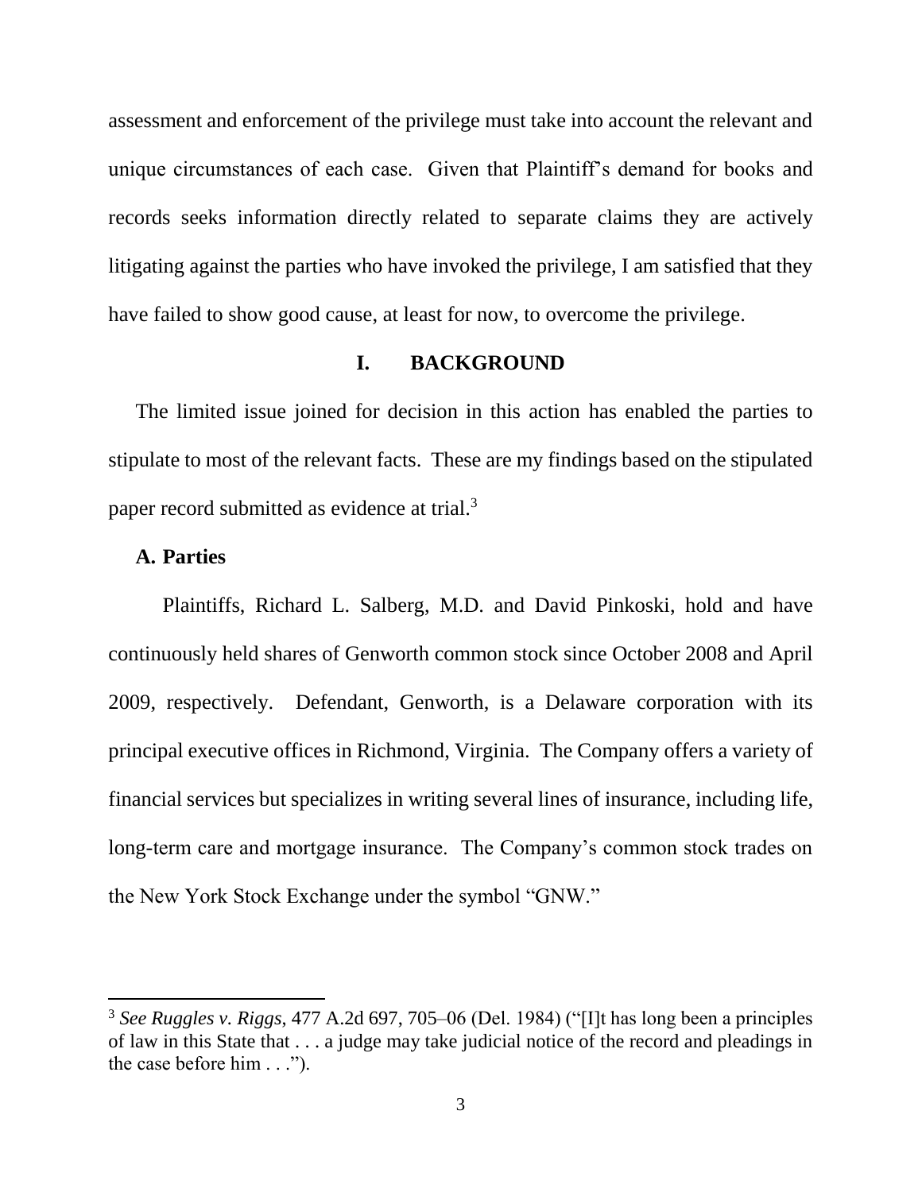assessment and enforcement of the privilege must take into account the relevant and unique circumstances of each case. Given that Plaintiff's demand for books and records seeks information directly related to separate claims they are actively litigating against the parties who have invoked the privilege, I am satisfied that they have failed to show good cause, at least for now, to overcome the privilege.

## I. BACKGROUND

The limited issue joined for decision in this action has enabled the parties to stipulate to most of the relevant facts. These are my findings based on the stipulated paper record submitted as evidence at trial.[3]

### A. Parties

Plaintiffs, Richard L. Salberg, M.D. and David Pinkoski, hold and have continuously held shares of Genworth common stock since October 2008 and April 2009, respectively. Defendant, Genworth, is a Delaware corporation with its principal executive offices in Richmond, Virginia. The Company offers a variety of financial services but specializes in writing several lines of insurance, including life, long-term care and mortgage insurance. The Company's common stock trades on the New York Stock Exchange under the symbol "GNW."

---

[3] *See Ruggles v. Riggs*, 477 A.2d 697, 705–06 (Del. 1984) ("[I]t has long been a principles of law in this State that . . . a judge may take judicial notice of the record and pleadings in the case before him . . .").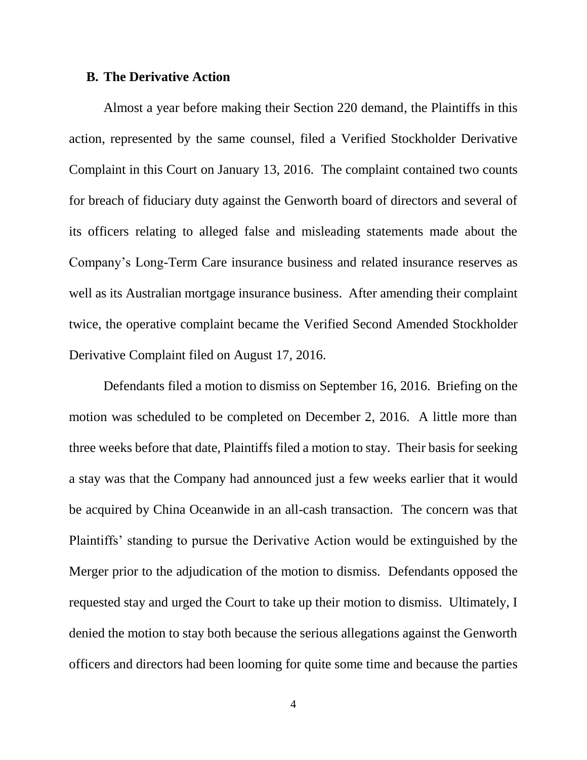### B. The Derivative Action

Almost a year before making their Section 220 demand, the Plaintiffs in this action, represented by the same counsel, filed a Verified Stockholder Derivative Complaint in this Court on January 13, 2016. The complaint contained two counts for breach of fiduciary duty against the Genworth board of directors and several of its officers relating to alleged false and misleading statements made about the Company's Long-Term Care insurance business and related insurance reserves as well as its Australian mortgage insurance business. After amending their complaint twice, the operative complaint became the Verified Second Amended Stockholder Derivative Complaint filed on August 17, 2016.

Defendants filed a motion to dismiss on September 16, 2016. Briefing on the motion was scheduled to be completed on December 2, 2016. A little more than three weeks before that date, Plaintiffs filed a motion to stay. Their basis for seeking a stay was that the Company had announced just a few weeks earlier that it would be acquired by China Oceanwide in an all-cash transaction. The concern was that Plaintiffs' standing to pursue the Derivative Action would be extinguished by the Merger prior to the adjudication of the motion to dismiss. Defendants opposed the requested stay and urged the Court to take up their motion to dismiss. Ultimately, I denied the motion to stay both because the serious allegations against the Genworth officers and directors had been looming for quite some time and because the parties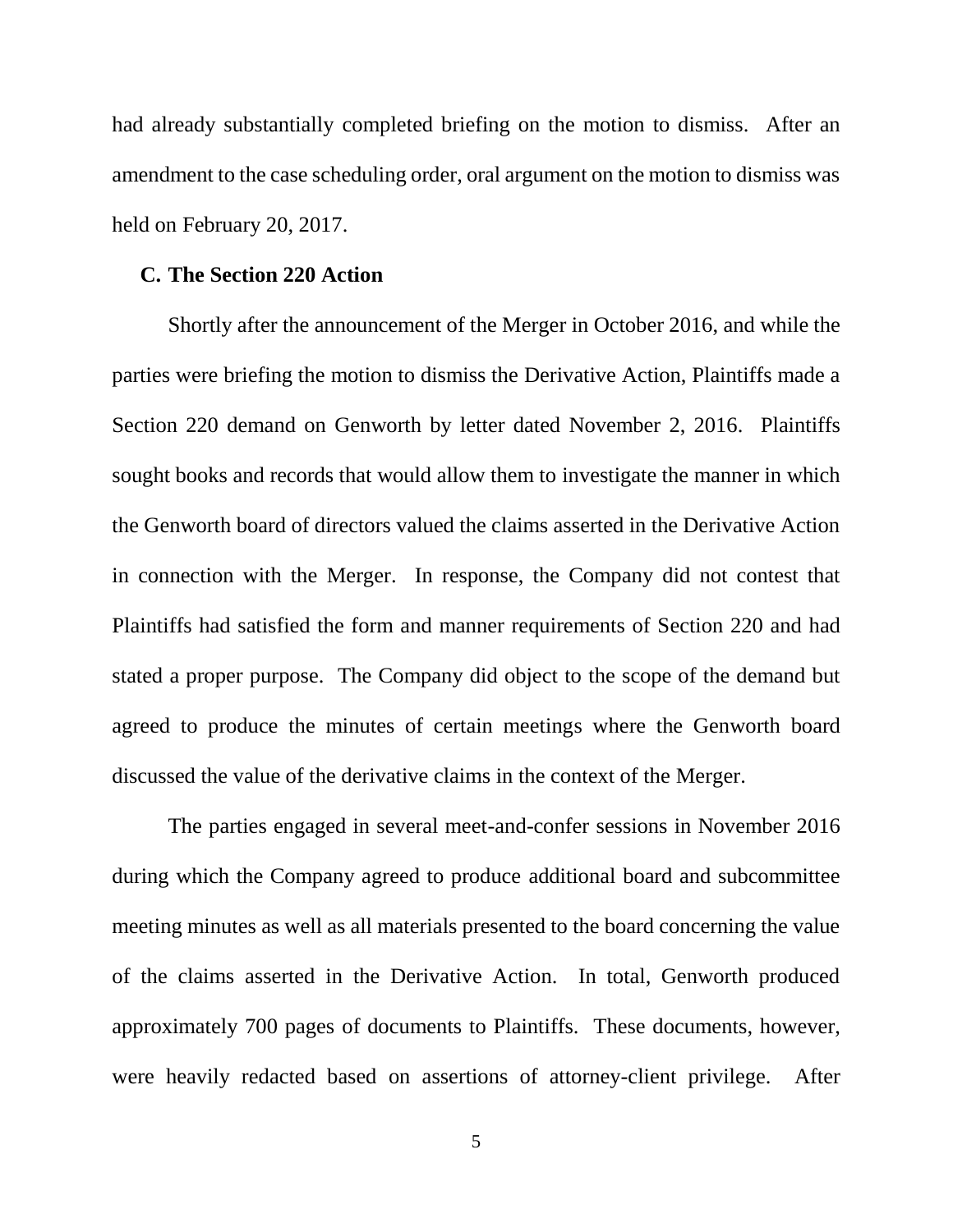had already substantially completed briefing on the motion to dismiss. After an amendment to the case scheduling order, oral argument on the motion to dismiss was held on February 20, 2017.

### C. The Section 220 Action

Shortly after the announcement of the Merger in October 2016, and while the parties were briefing the motion to dismiss the Derivative Action, Plaintiffs made a Section 220 demand on Genworth by letter dated November 2, 2016. Plaintiffs sought books and records that would allow them to investigate the manner in which the Genworth board of directors valued the claims asserted in the Derivative Action in connection with the Merger. In response, the Company did not contest that Plaintiffs had satisfied the form and manner requirements of Section 220 and had stated a proper purpose. The Company did object to the scope of the demand but agreed to produce the minutes of certain meetings where the Genworth board discussed the value of the derivative claims in the context of the Merger.

The parties engaged in several meet-and-confer sessions in November 2016 during which the Company agreed to produce additional board and subcommittee meeting minutes as well as all materials presented to the board concerning the value of the claims asserted in the Derivative Action. In total, Genworth produced approximately 700 pages of documents to Plaintiffs. These documents, however, were heavily redacted based on assertions of attorney-client privilege. After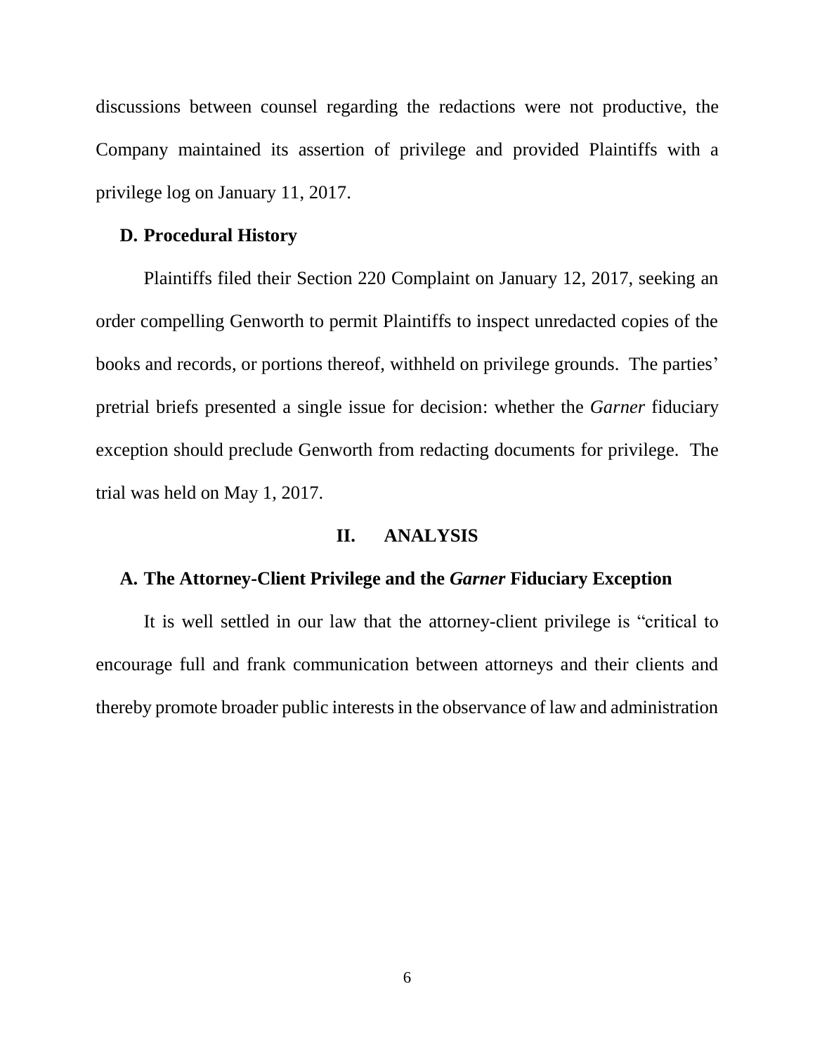discussions between counsel regarding the redactions were not productive, the Company maintained its assertion of privilege and provided Plaintiffs with a privilege log on January 11, 2017.

### D. Procedural History

Plaintiffs filed their Section 220 Complaint on January 12, 2017, seeking an order compelling Genworth to permit Plaintiffs to inspect unredacted copies of the books and records, or portions thereof, withheld on privilege grounds. The parties' pretrial briefs presented a single issue for decision: whether the *Garner* fiduciary exception should preclude Genworth from redacting documents for privilege. The trial was held on May 1, 2017.

## II. ANALYSIS

### A. The Attorney-Client Privilege and the *Garner* Fiduciary Exception

It is well settled in our law that the attorney-client privilege is "critical to encourage full and frank communication between attorneys and their clients and thereby promote broader public interests in the observance of law and administration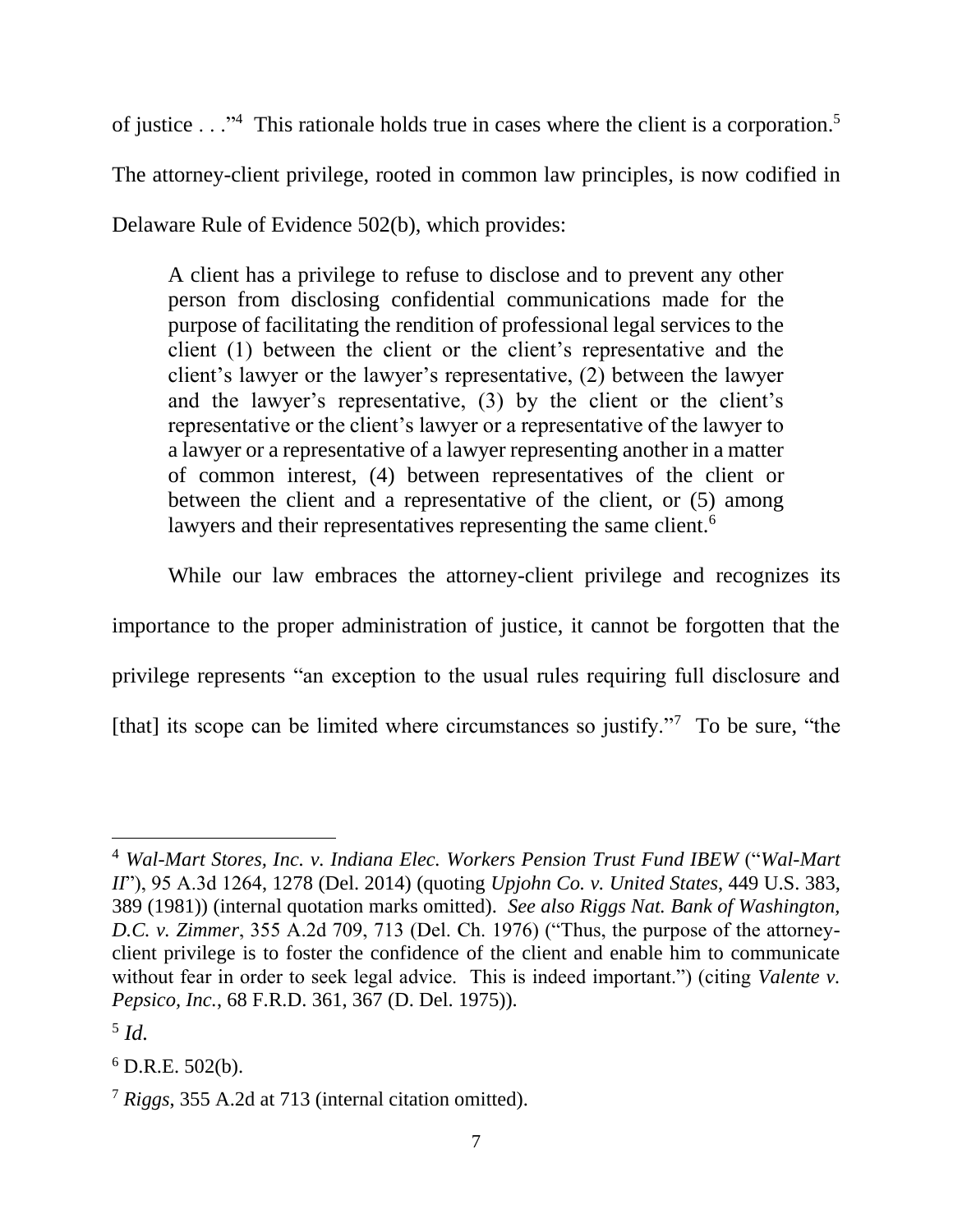of justice . . ."[4] This rationale holds true in cases where the client is a corporation.[5] The attorney-client privilege, rooted in common law principles, is now codified in Delaware Rule of Evidence 502(b), which provides:

> A client has a privilege to refuse to disclose and to prevent any other person from disclosing confidential communications made for the purpose of facilitating the rendition of professional legal services to the client (1) between the client or the client's representative and the client's lawyer or the lawyer's representative, (2) between the lawyer and the lawyer's representative, (3) by the client or the client's representative or the client's lawyer or a representative of the lawyer to a lawyer or a representative of a lawyer representing another in a matter of common interest, (4) between representatives of the client or between the client and a representative of the client, or (5) among lawyers and their representatives representing the same client.[6]

While our law embraces the attorney-client privilege and recognizes its importance to the proper administration of justice, it cannot be forgotten that the privilege represents "an exception to the usual rules requiring full disclosure and [that] its scope can be limited where circumstances so justify."[7] To be sure, "the

---

[4] *Wal-Mart Stores, Inc. v. Indiana Elec. Workers Pension Trust Fund IBEW* ("*Wal-Mart II*"), 95 A.3d 1264, 1278 (Del. 2014) (quoting *Upjohn Co. v. United States*, 449 U.S. 383, 389 (1981)) (internal quotation marks omitted). *See also Riggs Nat. Bank of Washington, D.C. v. Zimmer*, 355 A.2d 709, 713 (Del. Ch. 1976) ("Thus, the purpose of the attorney-client privilege is to foster the confidence of the client and enable him to communicate without fear in order to seek legal advice. This is indeed important.") (citing *Valente v. Pepsico, Inc.*, 68 F.R.D. 361, 367 (D. Del. 1975)).

[5] *Id.*

[6] D.R.E. 502(b).

[7] *Riggs*, 355 A.2d at 713 (internal citation omitted).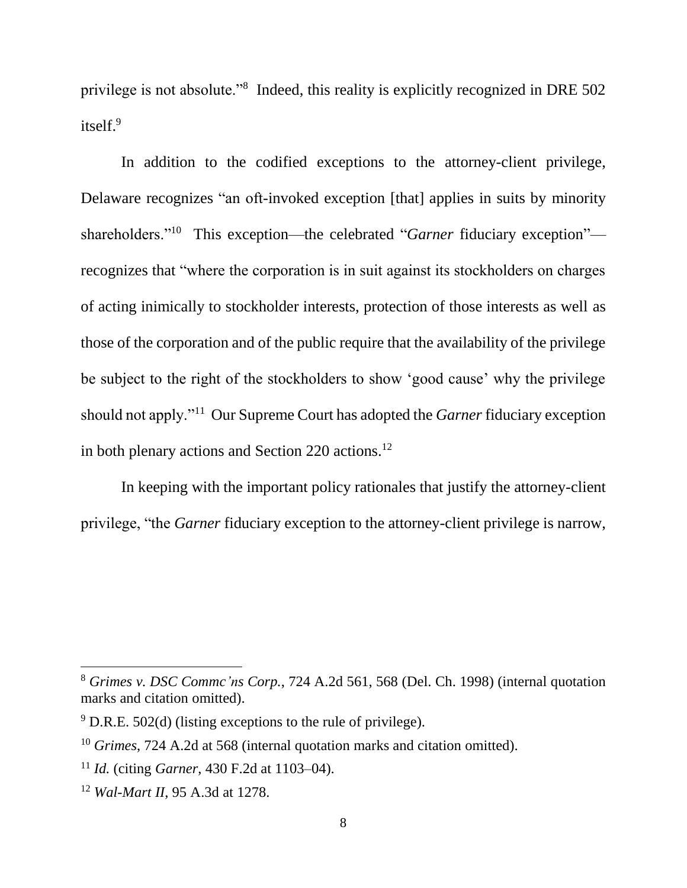privilege is not absolute."[8] Indeed, this reality is explicitly recognized in DRE 502 itself.[9]

In addition to the codified exceptions to the attorney-client privilege, Delaware recognizes "an oft-invoked exception [that] applies in suits by minority shareholders."[10] This exception—the celebrated "*Garner* fiduciary exception"—recognizes that "where the corporation is in suit against its stockholders on charges of acting inimically to stockholder interests, protection of those interests as well as those of the corporation and of the public require that the availability of the privilege be subject to the right of the stockholders to show 'good cause' why the privilege should not apply."[11] Our Supreme Court has adopted the *Garner* fiduciary exception in both plenary actions and Section 220 actions.[12]

In keeping with the important policy rationales that justify the attorney-client privilege, "the *Garner* fiduciary exception to the attorney-client privilege is narrow,

---

[8] *Grimes v. DSC Commc'ns Corp.*, 724 A.2d 561, 568 (Del. Ch. 1998) (internal quotation marks and citation omitted).

[9] D.R.E. 502(d) (listing exceptions to the rule of privilege).

[10] *Grimes*, 724 A.2d at 568 (internal quotation marks and citation omitted).

[11] *Id.* (citing *Garner*, 430 F.2d at 1103–04).

[12] *Wal-Mart II*, 95 A.3d at 1278.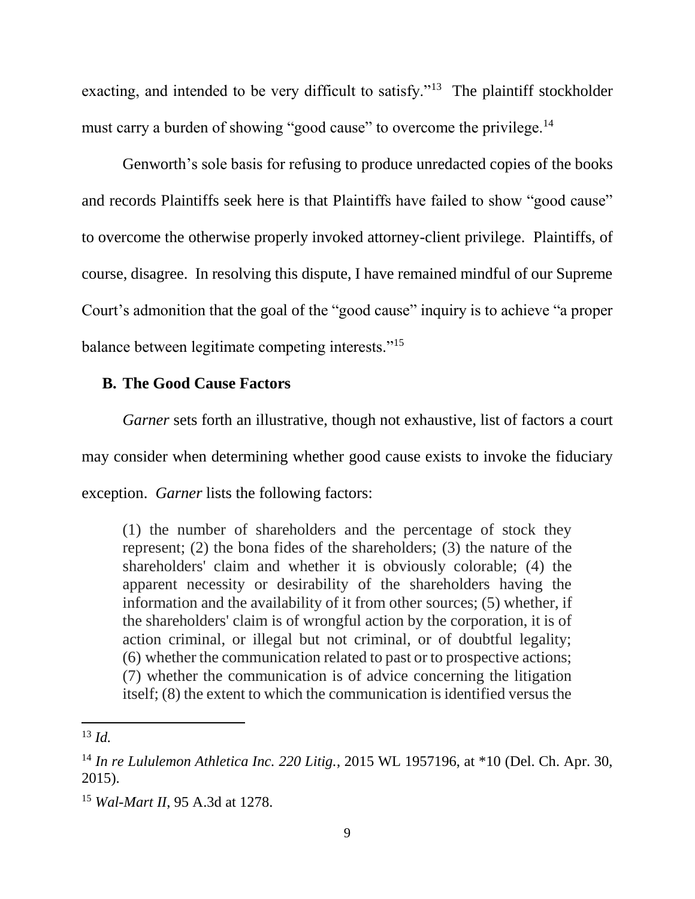exacting, and intended to be very difficult to satisfy."[13] The plaintiff stockholder must carry a burden of showing "good cause" to overcome the privilege.[14]

Genworth's sole basis for refusing to produce unredacted copies of the books and records Plaintiffs seek here is that Plaintiffs have failed to show "good cause" to overcome the otherwise properly invoked attorney-client privilege. Plaintiffs, of course, disagree. In resolving this dispute, I have remained mindful of our Supreme Court's admonition that the goal of the "good cause" inquiry is to achieve "a proper balance between legitimate competing interests."[15]

### B. The Good Cause Factors

*Garner* sets forth an illustrative, though not exhaustive, list of factors a court may consider when determining whether good cause exists to invoke the fiduciary exception. *Garner* lists the following factors:

> (1) the number of shareholders and the percentage of stock they represent; (2) the bona fides of the shareholders; (3) the nature of the shareholders' claim and whether it is obviously colorable; (4) the apparent necessity or desirability of the shareholders having the information and the availability of it from other sources; (5) whether, if the shareholders' claim is of wrongful action by the corporation, it is of action criminal, or illegal but not criminal, or of doubtful legality; (6) whether the communication related to past or to prospective actions; (7) whether the communication is of advice concerning the litigation itself; (8) the extent to which the communication is identified versus the

---

[13] *Id.*

[14] *In re Lululemon Athletica Inc. 220 Litig.*, 2015 WL 1957196, at *10 (Del. Ch. Apr. 30, 2015).

[15] *Wal-Mart II*, 95 A.3d at 1278.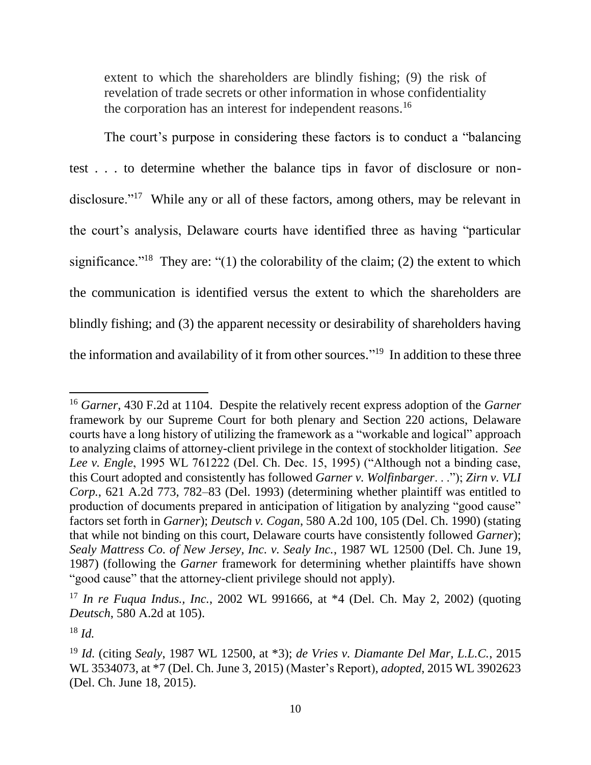> extent to which the shareholders are blindly fishing; (9) the risk of revelation of trade secrets or other information in whose confidentiality the corporation has an interest for independent reasons.[16]

The court's purpose in considering these factors is to conduct a "balancing test . . . to determine whether the balance tips in favor of disclosure or non-disclosure."[17] While any or all of these factors, among others, may be relevant in the court's analysis, Delaware courts have identified three as having "particular significance."[18] They are: "(1) the colorability of the claim; (2) the extent to which the communication is identified versus the extent to which the shareholders are blindly fishing; and (3) the apparent necessity or desirability of shareholders having the information and availability of it from other sources."[19] In addition to these three

---

[16] *Garner*, 430 F.2d at 1104. Despite the relatively recent express adoption of the *Garner* framework by our Supreme Court for both plenary and Section 220 actions, Delaware courts have a long history of utilizing the framework as a "workable and logical" approach to analyzing claims of attorney-client privilege in the context of stockholder litigation. *See Lee v. Engle*, 1995 WL 761222 (Del. Ch. Dec. 15, 1995) ("Although not a binding case, this Court adopted and consistently has followed *Garner v. Wolfinbarger*. . ."); *Zirn v. VLI Corp.*, 621 A.2d 773, 782–83 (Del. 1993) (determining whether plaintiff was entitled to production of documents prepared in anticipation of litigation by analyzing "good cause" factors set forth in *Garner*); *Deutsch v. Cogan*, 580 A.2d 100, 105 (Del. Ch. 1990) (stating that while not binding on this court, Delaware courts have consistently followed *Garner*); *Sealy Mattress Co. of New Jersey, Inc. v. Sealy Inc.*, 1987 WL 12500 (Del. Ch. June 19, 1987) (following the *Garner* framework for determining whether plaintiffs have shown "good cause" that the attorney-client privilege should not apply).

[17] *In re Fuqua Indus., Inc.*, 2002 WL 991666, at *4 (Del. Ch. May 2, 2002) (quoting *Deutsch*, 580 A.2d at 105).

[18] *Id.*

[19] *Id.* (citing *Sealy*, 1987 WL 12500, at *3); *de Vries v. Diamante Del Mar, L.L.C.*, 2015 WL 3534073, at *7 (Del. Ch. June 3, 2015) (Master's Report), *adopted*, 2015 WL 3902623 (Del. Ch. June 18, 2015).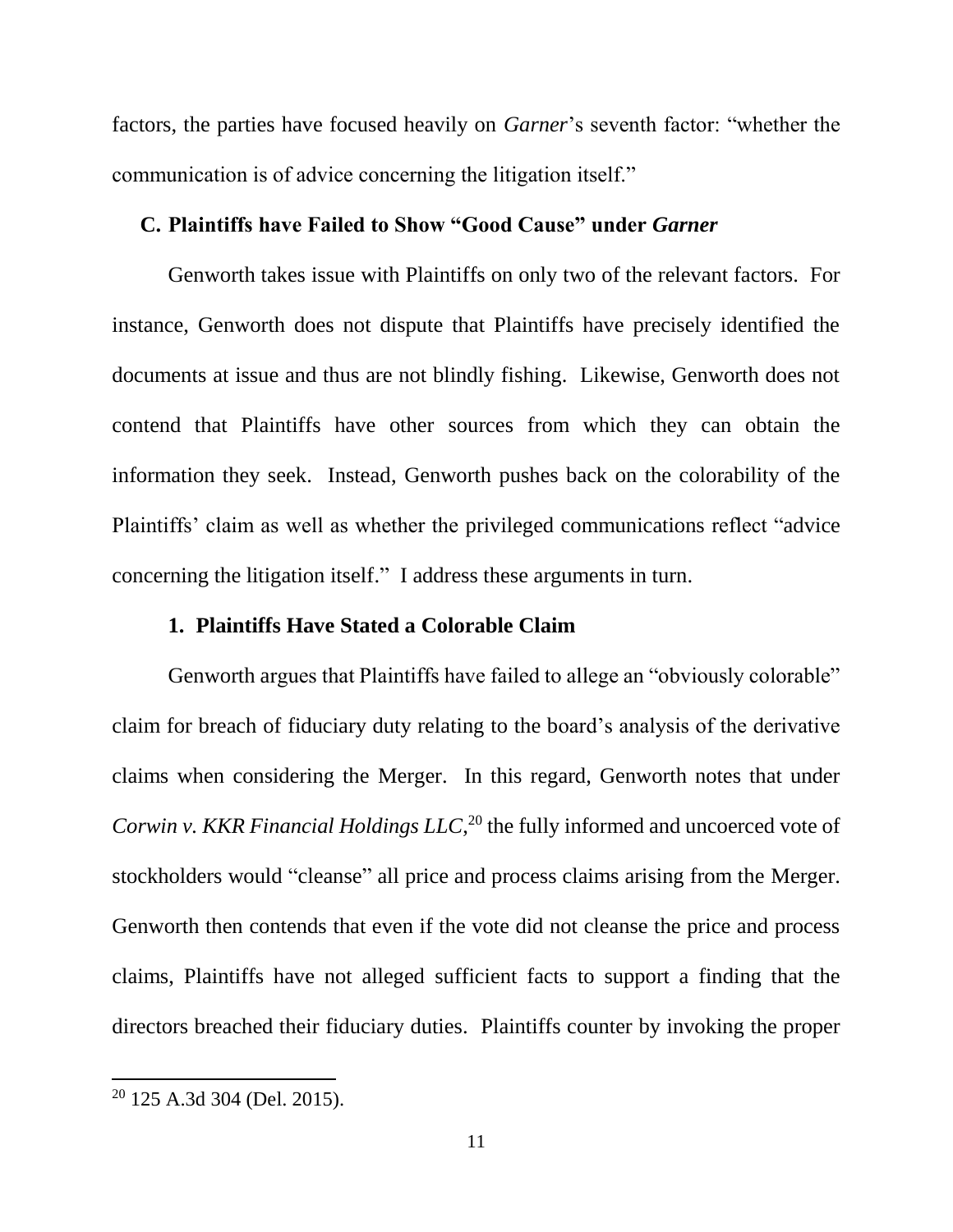factors, the parties have focused heavily on *Garner*'s seventh factor: "whether the communication is of advice concerning the litigation itself."

### C. Plaintiffs have Failed to Show "Good Cause" under *Garner*

Genworth takes issue with Plaintiffs on only two of the relevant factors. For instance, Genworth does not dispute that Plaintiffs have precisely identified the documents at issue and thus are not blindly fishing. Likewise, Genworth does not contend that Plaintiffs have other sources from which they can obtain the information they seek. Instead, Genworth pushes back on the colorability of the Plaintiffs' claim as well as whether the privileged communications reflect "advice concerning the litigation itself." I address these arguments in turn.

#### 1. Plaintiffs Have Stated a Colorable Claim

Genworth argues that Plaintiffs have failed to allege an "obviously colorable" claim for breach of fiduciary duty relating to the board's analysis of the derivative claims when considering the Merger. In this regard, Genworth notes that under *Corwin v. KKR Financial Holdings LLC*,[20] the fully informed and uncoerced vote of stockholders would "cleanse" all price and process claims arising from the Merger. Genworth then contends that even if the vote did not cleanse the price and process claims, Plaintiffs have not alleged sufficient facts to support a finding that the directors breached their fiduciary duties. Plaintiffs counter by invoking the proper

---

[20] 125 A.3d 304 (Del. 2015).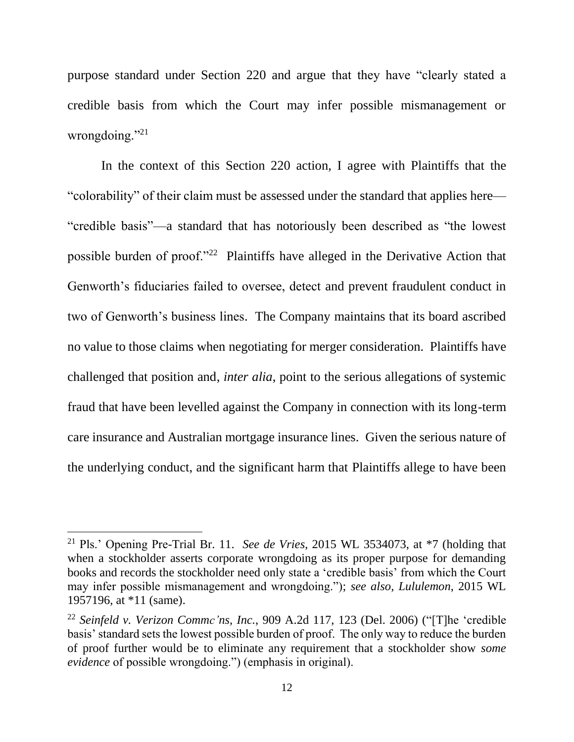purpose standard under Section 220 and argue that they have "clearly stated a credible basis from which the Court may infer possible mismanagement or wrongdoing."[21]

In the context of this Section 220 action, I agree with Plaintiffs that the "colorability" of their claim must be assessed under the standard that applies here—"credible basis"—a standard that has notoriously been described as "the lowest possible burden of proof."[22] Plaintiffs have alleged in the Derivative Action that Genworth's fiduciaries failed to oversee, detect and prevent fraudulent conduct in two of Genworth's business lines. The Company maintains that its board ascribed no value to those claims when negotiating for merger consideration. Plaintiffs have challenged that position and, *inter alia*, point to the serious allegations of systemic fraud that have been levelled against the Company in connection with its long-term care insurance and Australian mortgage insurance lines. Given the serious nature of the underlying conduct, and the significant harm that Plaintiffs allege to have been

---

[21] Pls.' Opening Pre-Trial Br. 11. *See de Vries*, 2015 WL 3534073, at *7 (holding that when a stockholder asserts corporate wrongdoing as its proper purpose for demanding books and records the stockholder need only state a 'credible basis' from which the Court may infer possible mismanagement and wrongdoing."); *see also*, *Lululemon*, 2015 WL 1957196, at *11 (same).

[22] *Seinfeld v. Verizon Commc'ns, Inc.*, 909 A.2d 117, 123 (Del. 2006) ("[T]he 'credible basis' standard sets the lowest possible burden of proof. The only way to reduce the burden of proof further would be to eliminate any requirement that a stockholder show *some evidence* of possible wrongdoing.") (emphasis in original).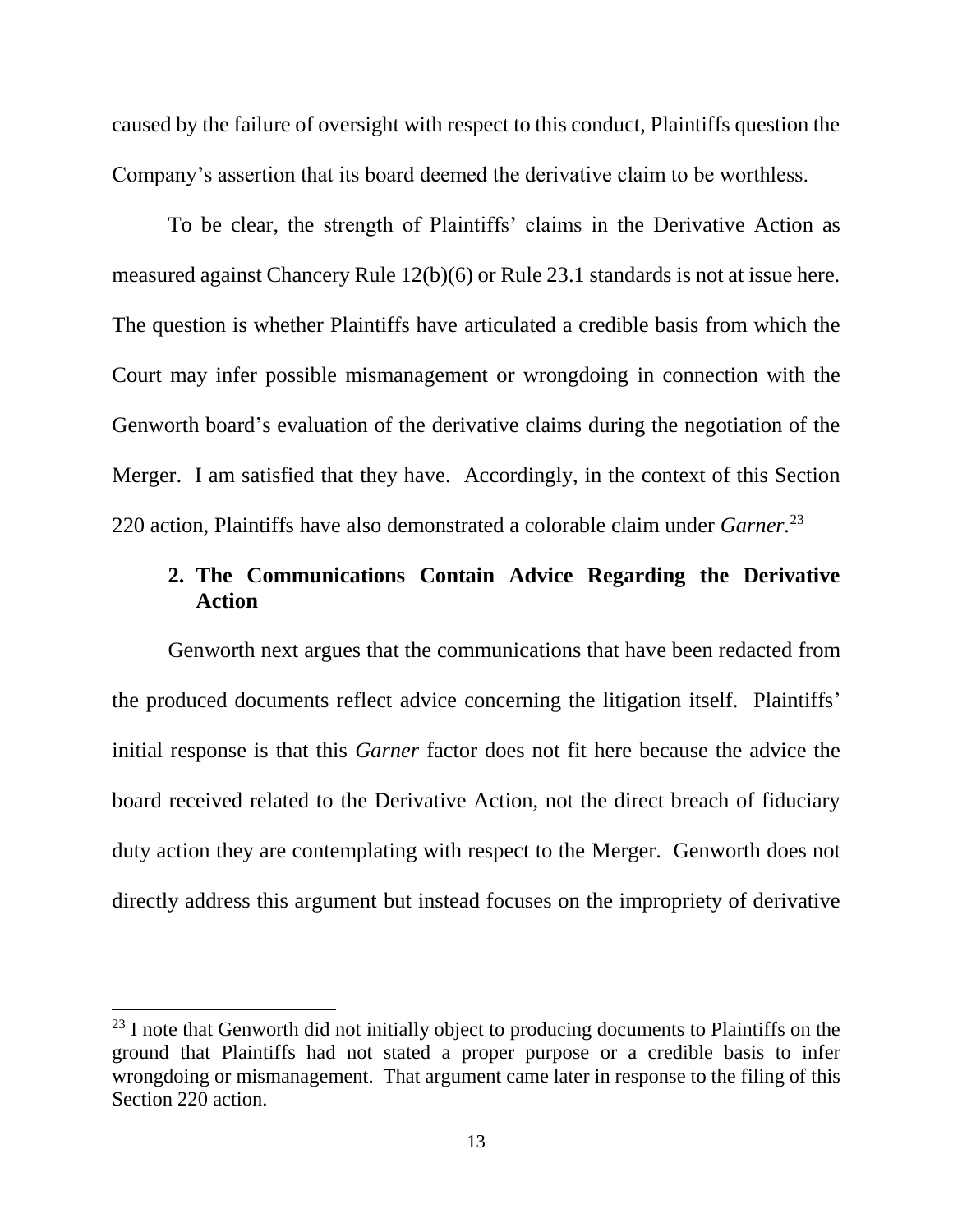caused by the failure of oversight with respect to this conduct, Plaintiffs question the Company's assertion that its board deemed the derivative claim to be worthless.

To be clear, the strength of Plaintiffs' claims in the Derivative Action as measured against Chancery Rule 12(b)(6) or Rule 23.1 standards is not at issue here. The question is whether Plaintiffs have articulated a credible basis from which the Court may infer possible mismanagement or wrongdoing in connection with the Genworth board's evaluation of the derivative claims during the negotiation of the Merger. I am satisfied that they have. Accordingly, in the context of this Section 220 action, Plaintiffs have also demonstrated a colorable claim under *Garner.*[23]

### 2. The Communications Contain Advice Regarding the Derivative Action

Genworth next argues that the communications that have been redacted from the produced documents reflect advice concerning the litigation itself. Plaintiffs' initial response is that this *Garner* factor does not fit here because the advice the board received related to the Derivative Action, not the direct breach of fiduciary duty action they are contemplating with respect to the Merger. Genworth does not directly address this argument but instead focuses on the impropriety of derivative

[23] I note that Genworth did not initially object to producing documents to Plaintiffs on the ground that Plaintiffs had not stated a proper purpose or a credible basis to infer wrongdoing or mismanagement. That argument came later in response to the filing of this Section 220 action.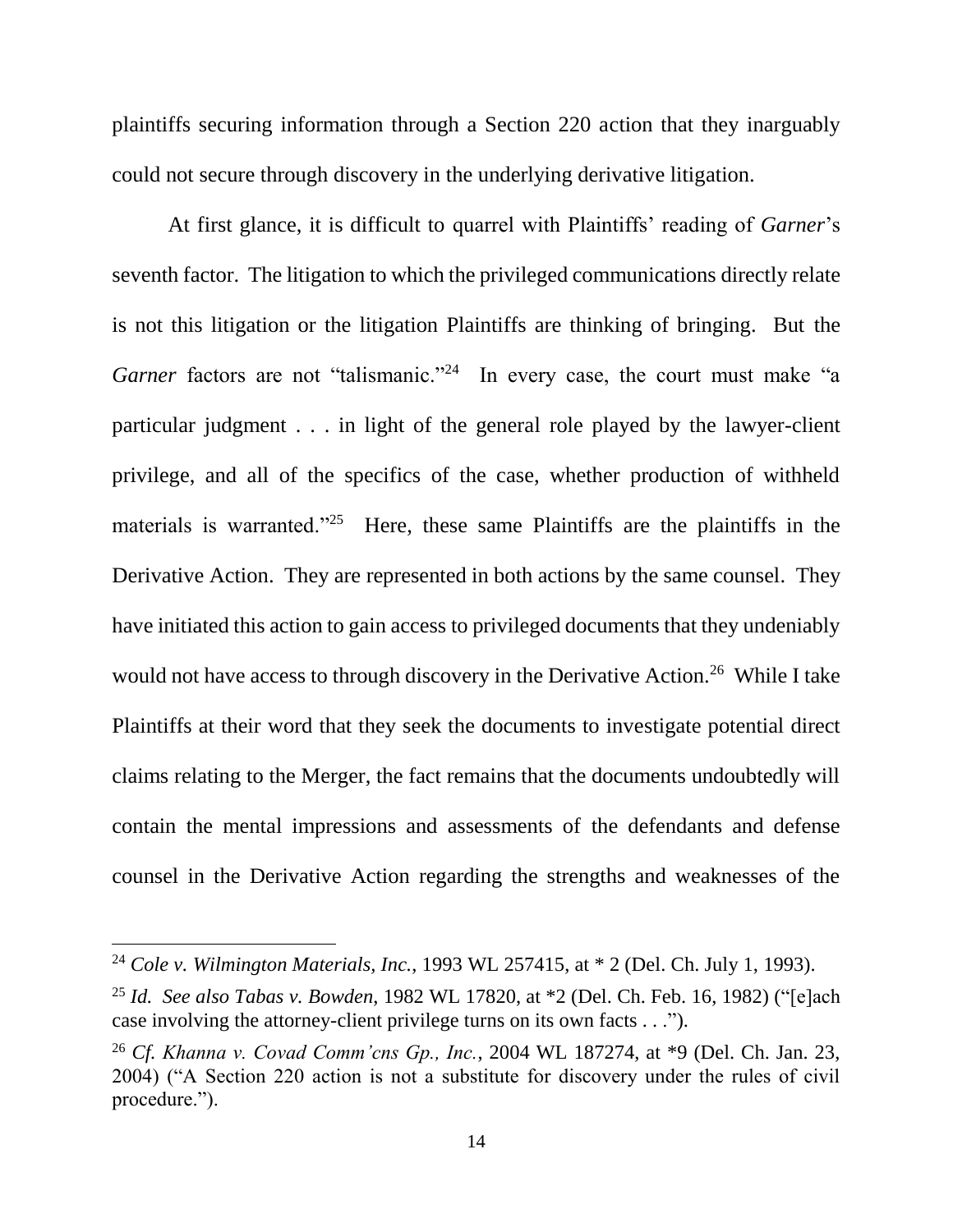plaintiffs securing information through a Section 220 action that they inarguably could not secure through discovery in the underlying derivative litigation.

At first glance, it is difficult to quarrel with Plaintiffs' reading of *Garner*'s seventh factor. The litigation to which the privileged communications directly relate is not this litigation or the litigation Plaintiffs are thinking of bringing. But the *Garner* factors are not "talismanic."[24] In every case, the court must make "a particular judgment . . . in light of the general role played by the lawyer-client privilege, and all of the specifics of the case, whether production of withheld materials is warranted."[25] Here, these same Plaintiffs are the plaintiffs in the Derivative Action. They are represented in both actions by the same counsel. They have initiated this action to gain access to privileged documents that they undeniably would not have access to through discovery in the Derivative Action.[26] While I take Plaintiffs at their word that they seek the documents to investigate potential direct claims relating to the Merger, the fact remains that the documents undoubtedly will contain the mental impressions and assessments of the defendants and defense counsel in the Derivative Action regarding the strengths and weaknesses of the

---

[24] *Cole v. Wilmington Materials, Inc.*, 1993 WL 257415, at * 2 (Del. Ch. July 1, 1993).

[25] *Id. See also Tabas v. Bowden*, 1982 WL 17820, at *2 (Del. Ch. Feb. 16, 1982) ("[e]ach case involving the attorney-client privilege turns on its own facts . . .").

[26] *Cf. Khanna v. Covad Comm'cns Gp., Inc.*, 2004 WL 187274, at *9 (Del. Ch. Jan. 23, 2004) ("A Section 220 action is not a substitute for discovery under the rules of civil procedure.").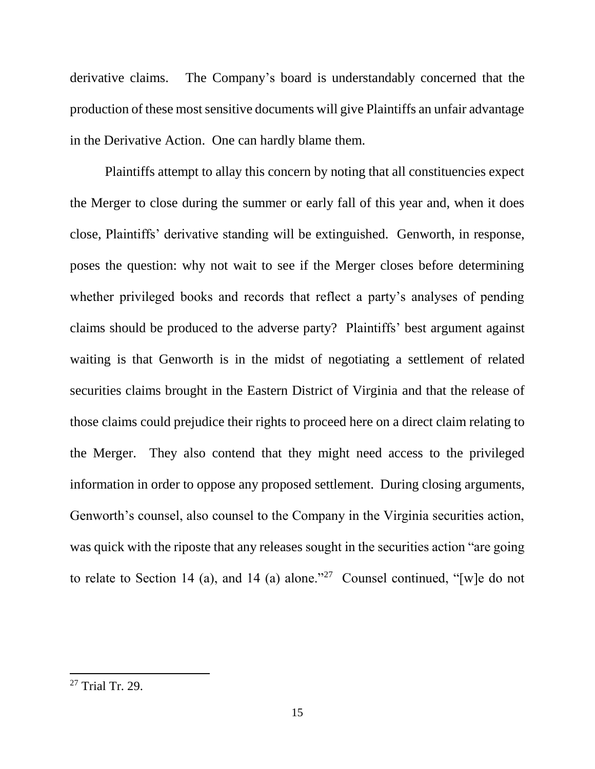derivative claims. The Company's board is understandably concerned that the production of these most sensitive documents will give Plaintiffs an unfair advantage in the Derivative Action. One can hardly blame them.

Plaintiffs attempt to allay this concern by noting that all constituencies expect the Merger to close during the summer or early fall of this year and, when it does close, Plaintiffs' derivative standing will be extinguished. Genworth, in response, poses the question: why not wait to see if the Merger closes before determining whether privileged books and records that reflect a party's analyses of pending claims should be produced to the adverse party? Plaintiffs' best argument against waiting is that Genworth is in the midst of negotiating a settlement of related securities claims brought in the Eastern District of Virginia and that the release of those claims could prejudice their rights to proceed here on a direct claim relating to the Merger. They also contend that they might need access to the privileged information in order to oppose any proposed settlement. During closing arguments, Genworth's counsel, also counsel to the Company in the Virginia securities action, was quick with the riposte that any releases sought in the securities action "are going to relate to Section 14 (a), and 14 (a) alone."[27] Counsel continued, "[w]e do not

---

[27] Trial Tr. 29.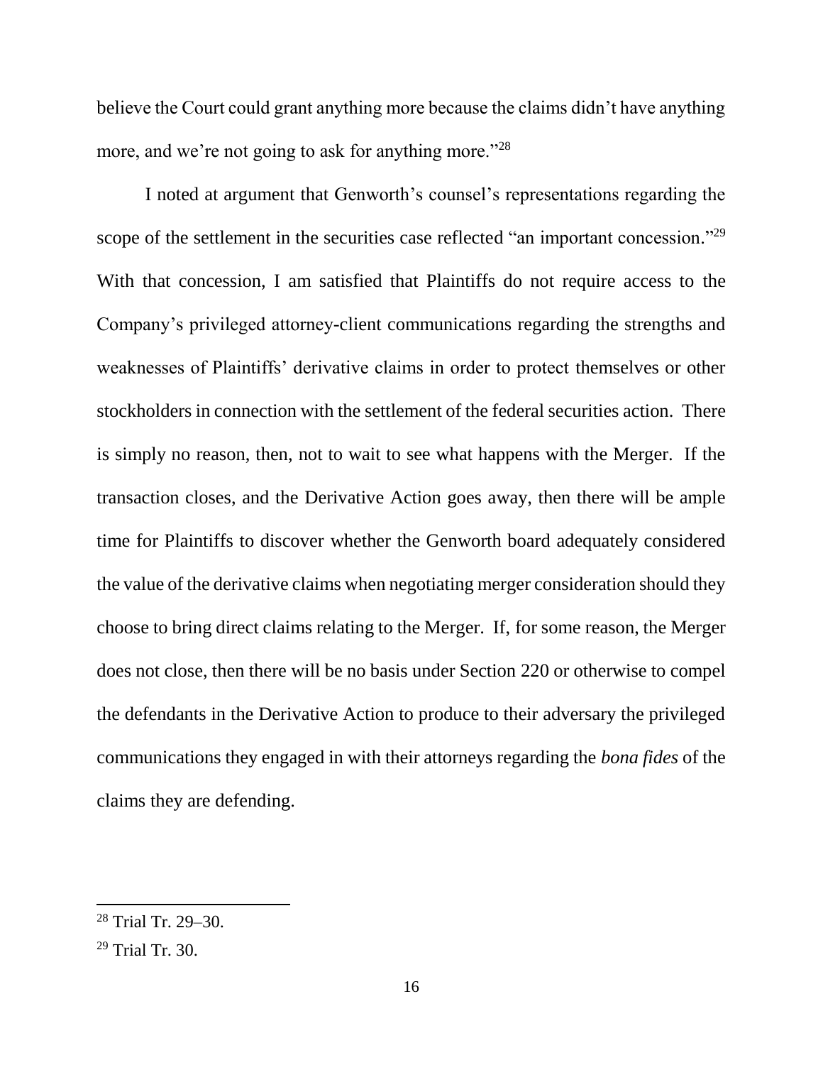believe the Court could grant anything more because the claims didn't have anything more, and we're not going to ask for anything more."[28]

I noted at argument that Genworth's counsel's representations regarding the scope of the settlement in the securities case reflected "an important concession."[29] With that concession, I am satisfied that Plaintiffs do not require access to the Company's privileged attorney-client communications regarding the strengths and weaknesses of Plaintiffs' derivative claims in order to protect themselves or other stockholders in connection with the settlement of the federal securities action. There is simply no reason, then, not to wait to see what happens with the Merger. If the transaction closes, and the Derivative Action goes away, then there will be ample time for Plaintiffs to discover whether the Genworth board adequately considered the value of the derivative claims when negotiating merger consideration should they choose to bring direct claims relating to the Merger. If, for some reason, the Merger does not close, then there will be no basis under Section 220 or otherwise to compel the defendants in the Derivative Action to produce to their adversary the privileged communications they engaged in with their attorneys regarding the *bona fides* of the claims they are defending.

---

[28] Trial Tr. 29–30.

[29] Trial Tr. 30.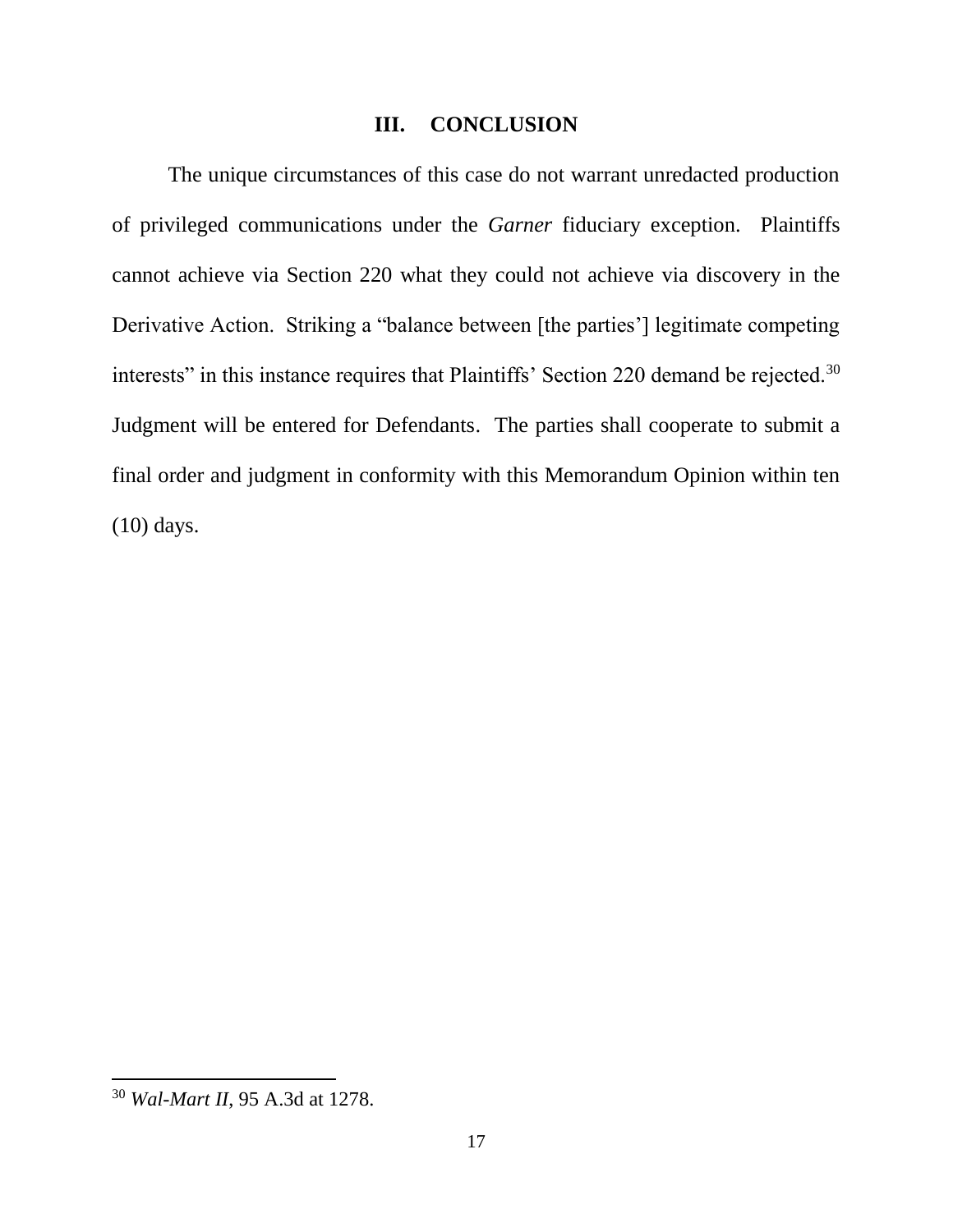## III. CONCLUSION

The unique circumstances of this case do not warrant unredacted production of privileged communications under the *Garner* fiduciary exception. Plaintiffs cannot achieve via Section 220 what they could not achieve via discovery in the Derivative Action. Striking a "balance between [the parties'] legitimate competing interests" in this instance requires that Plaintiffs' Section 220 demand be rejected.[30] Judgment will be entered for Defendants. The parties shall cooperate to submit a final order and judgment in conformity with this Memorandum Opinion within ten (10) days.

---

[30] *Wal-Mart II*, 95 A.3d at 1278.